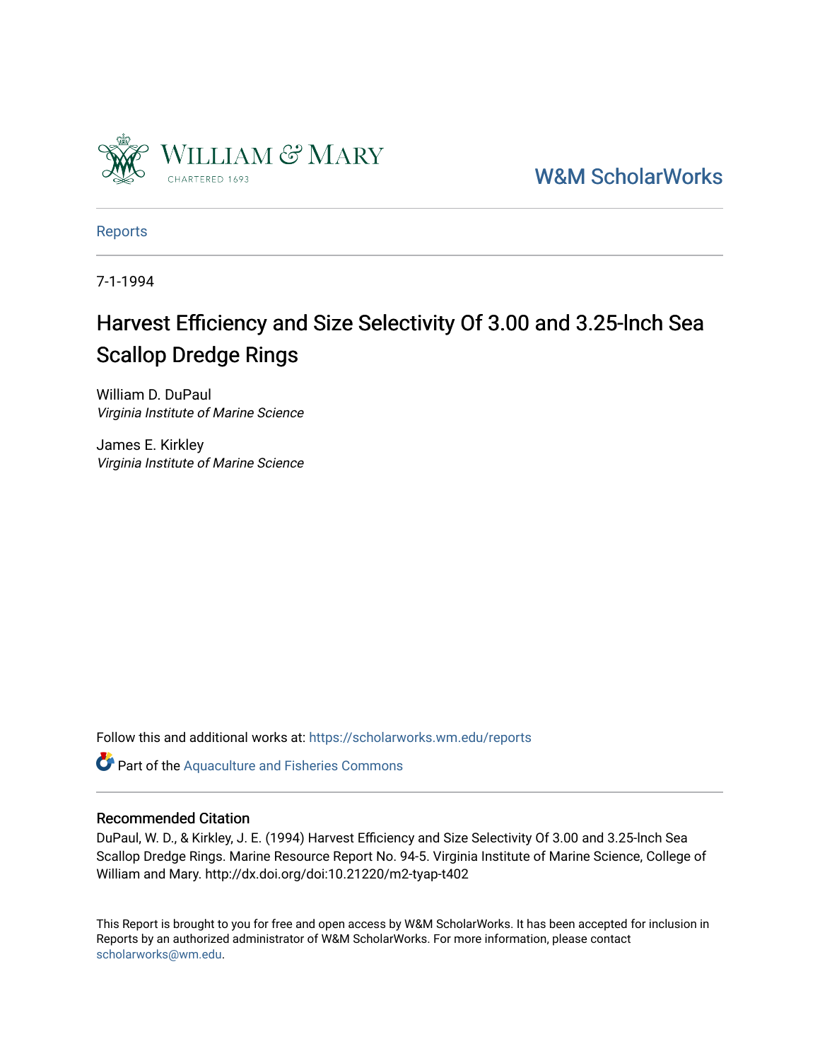William & Mary

CHARTERED 1693

W&M ScholarWorks

Reports

7-1-1994

# Harvest Efficiency and Size Selectivity Of 3.00 and 3.25-lnch Sea Scallop Dredge Rings

William D. DuPaul
*Virginia Institute of Marine Science*

James E. Kirkley
*Virginia Institute of Marine Science*

Follow this and additional works at: https://scholarworks.wm.edu/reports

Part of the Aquaculture and Fisheries Commons

## Recommended Citation

DuPaul, W. D., & Kirkley, J. E. (1994) Harvest Efficiency and Size Selectivity Of 3.00 and 3.25-lnch Sea Scallop Dredge Rings. Marine Resource Report No. 94-5. Virginia Institute of Marine Science, College of William and Mary. http://dx.doi.org/doi:10.21220/m2-tyap-t402

This Report is brought to you for free and open access by W&M ScholarWorks. It has been accepted for inclusion in Reports by an authorized administrator of W&M ScholarWorks. For more information, please contact scholarworks@wm.edu.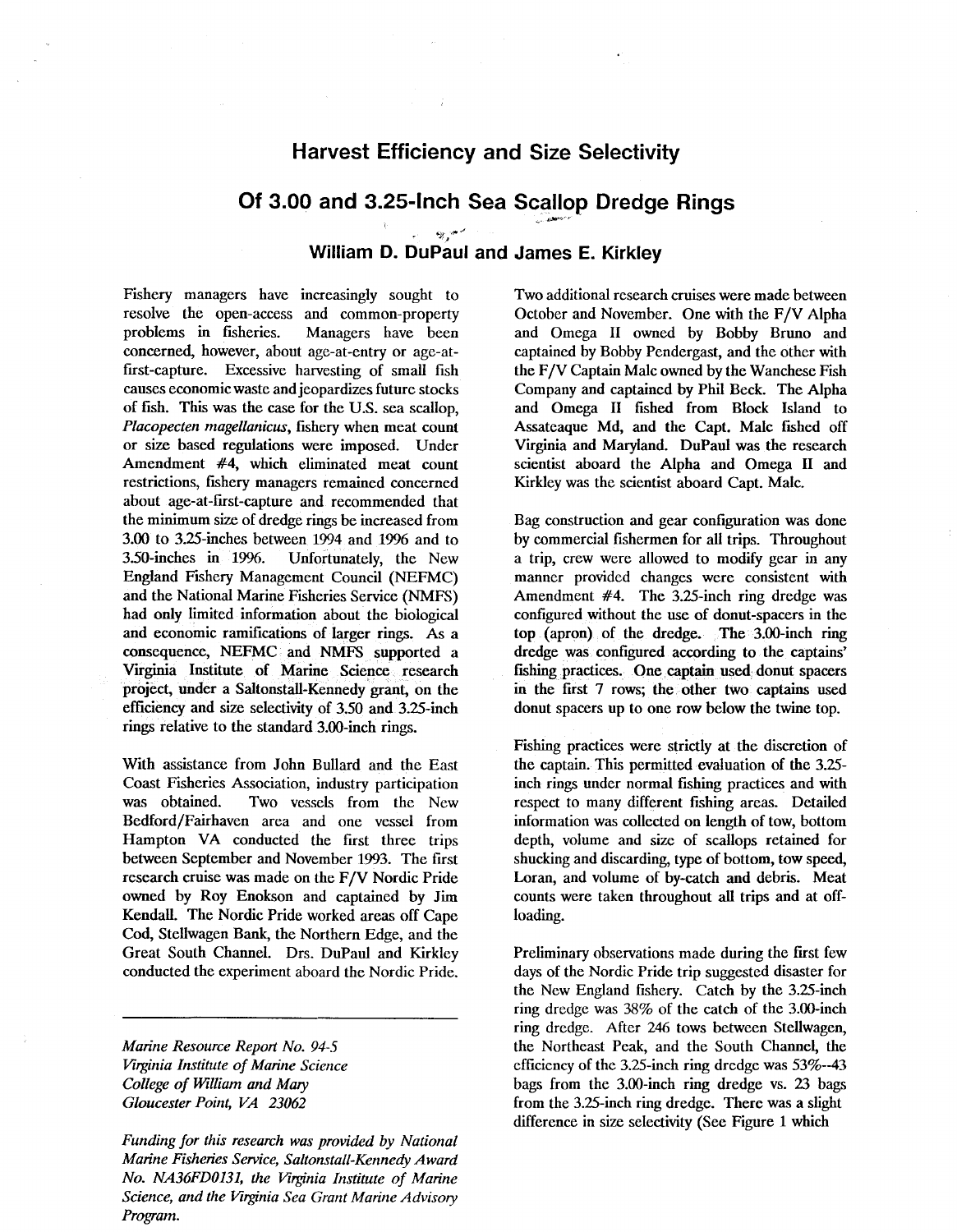# Harvest Efficiency and Size Selectivity

# Of 3.00 and 3.25-Inch Sea Scallop Dredge Rings

### William D. DuPaul and James E. Kirkley

Fishery managers have increasingly sought to resolve the open-access and common-property problems in fisheries. Managers have been concerned, however, about age-at-entry or age-at-first-capture. Excessive harvesting of small fish causes economic waste and jeopardizes future stocks of fish. This was the case for the U.S. sea scallop, *Placopecten magellanicus*, fishery when meat count or size based regulations were imposed. Under Amendment #4, which eliminated meat count restrictions, fishery managers remained concerned about age-at-first-capture and recommended that the minimum size of dredge rings be increased from 3.00 to 3.25-inches between 1994 and 1996 and to 3.50-inches in 1996. Unfortunately, the New England Fishery Management Council (NEFMC) and the National Marine Fisheries Service (NMFS) had only limited information about the biological and economic ramifications of larger rings. As a consequence, NEFMC and NMFS supported a Virginia Institute of Marine Science research project, under a Saltonstall-Kennedy grant, on the efficiency and size selectivity of 3.50 and 3.25-inch rings relative to the standard 3.00-inch rings.

With assistance from John Bullard and the East Coast Fisheries Association, industry participation was obtained. Two vessels from the New Bedford/Fairhaven area and one vessel from Hampton VA conducted the first three trips between September and November 1993. The first research cruise was made on the F/V Nordic Pride owned by Roy Enokson and captained by Jim Kendall. The Nordic Pride worked areas off Cape Cod, Stellwagen Bank, the Northern Edge, and the Great South Channel. Drs. DuPaul and Kirkley conducted the experiment aboard the Nordic Pride.

---

*Marine Resource Report No. 94-5*
*Virginia Institute of Marine Science*
*College of William and Mary*
*Gloucester Point, VA 23062*

*Funding for this research was provided by National Marine Fisheries Service, Saltonstall-Kennedy Award No. NA36FD0131, the Virginia Institute of Marine Science, and the Virginia Sea Grant Marine Advisory Program.*

Two additional research cruises were made between October and November. One with the F/V Alpha and Omega II owned by Bobby Bruno and captained by Bobby Pendergast, and the other with the F/V Captain Malc owned by the Wanchese Fish Company and captained by Phil Beck. The Alpha and Omega II fished from Block Island to Assateaque Md, and the Capt. Malc fished off Virginia and Maryland. DuPaul was the research scientist aboard the Alpha and Omega II and Kirkley was the scientist aboard Capt. Malc.

Bag construction and gear configuration was done by commercial fishermen for all trips. Throughout a trip, crew were allowed to modify gear in any manner provided changes were consistent with Amendment #4. The 3.25-inch ring dredge was configured without the use of donut-spacers in the top (apron) of the dredge. The 3.00-inch ring dredge was configured according to the captains' fishing practices. One captain used donut spacers in the first 7 rows; the other two captains used donut spacers up to one row below the twine top.

Fishing practices were strictly at the discretion of the captain. This permitted evaluation of the 3.25-inch rings under normal fishing practices and with respect to many different fishing areas. Detailed information was collected on length of tow, bottom depth, volume and size of scallops retained for shucking and discarding, type of bottom, tow speed, Loran, and volume of by-catch and debris. Meat counts were taken throughout all trips and at off-loading.

Preliminary observations made during the first few days of the Nordic Pride trip suggested disaster for the New England fishery. Catch by the 3.25-inch ring dredge was 38% of the catch of the 3.00-inch ring dredge. After 246 tows between Stellwagen, the Northeast Peak, and the South Channel, the efficiency of the 3.25-inch ring dredge was 53%--43 bags from the 3.00-inch ring dredge vs. 23 bags from the 3.25-inch ring dredge. There was a slight difference in size selectivity (See Figure 1 which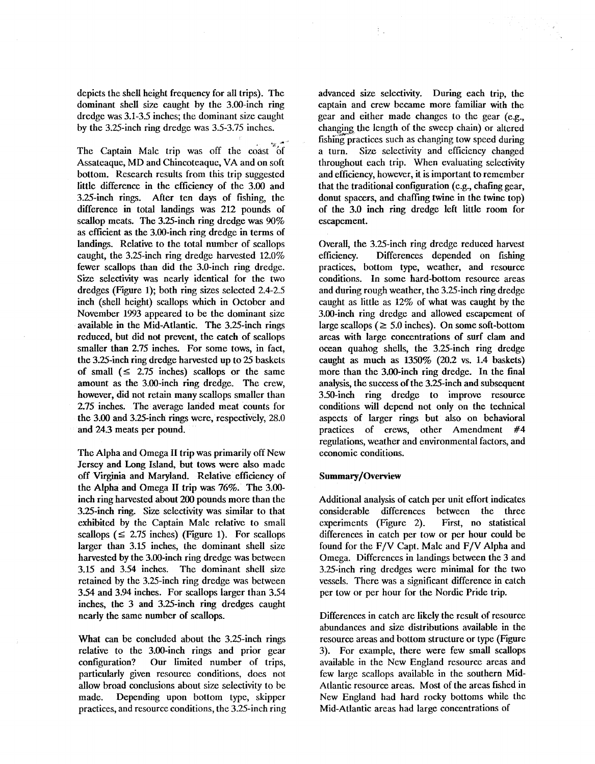depicts the shell height frequency for all trips). The dominant shell size caught by the 3.00-inch ring dredge was 3.1-3.5 inches; the dominant size caught by the 3.25-inch ring dredge was 3.5-3.75 inches.

The Captain Malc trip was off the coast of Assateaque, MD and Chincoteaque, VA and on soft bottom. Research results from this trip suggested little difference in the efficiency of the 3.00 and 3.25-inch rings. After ten days of fishing, the difference in total landings was 212 pounds of scallop meats. The 3.25-inch ring dredge was 90% as efficient as the 3.00-inch ring dredge in terms of landings. Relative to the total number of scallops caught, the 3.25-inch ring dredge harvested 12.0% fewer scallops than did the 3.0-inch ring dredge. Size selectivity was nearly identical for the two dredges (Figure 1); both ring sizes selected 2.4-2.5 inch (shell height) scallops which in October and November 1993 appeared to be the dominant size available in the Mid-Atlantic. The 3.25-inch rings reduced, but did not prevent, the catch of scallops smaller than 2.75 inches. For some tows, in fact, the 3.25-inch ring dredge harvested up to 25 baskets of small ($\leq$ 2.75 inches) scallops or the same amount as the 3.00-inch ring dredge. The crew, however, did not retain many scallops smaller than 2.75 inches. The average landed meat counts for the 3.00 and 3.25-inch rings were, respectively, 28.0 and 24.3 meats per pound.

The Alpha and Omega II trip was primarily off New Jersey and Long Island, but tows were also made off Virginia and Maryland. Relative efficiency of the Alpha and Omega II trip was 76%. The 3.00-inch ring harvested about 200 pounds more than the 3.25-inch ring. Size selectivity was similar to that exhibited by the Captain Malc relative to small scallops ($\leq$ 2.75 inches) (Figure 1). For scallops larger than 3.15 inches, the dominant shell size harvested by the 3.00-inch ring dredge was between 3.15 and 3.54 inches. The dominant shell size retained by the 3.25-inch ring dredge was between 3.54 and 3.94 inches. For scallops larger than 3.54 inches, the 3 and 3.25-inch ring dredges caught nearly the same number of scallops.

What can be concluded about the 3.25-inch rings relative to the 3.00-inch rings and prior gear configuration? Our limited number of trips, particularly given resource conditions, does not allow broad conclusions about size selectivity to be made. Depending upon bottom type, skipper practices, and resource conditions, the 3.25-inch ring advanced size selectivity. During each trip, the captain and crew became more familiar with the gear and either made changes to the gear (e.g., changing the length of the sweep chain) or altered fishing practices such as changing tow speed during a turn. Size selectivity and efficiency changed throughout each trip. When evaluating selectivity and efficiency, however, it is important to remember that the traditional configuration (e.g., chafing gear, donut spacers, and chaffing twine in the twine top) of the 3.0 inch ring dredge left little room for escapement.

Overall, the 3.25-inch ring dredge reduced harvest efficiency. Differences depended on fishing practices, bottom type, weather, and resource conditions. In some hard-bottom resource areas and during rough weather, the 3.25-inch ring dredge caught as little as 12% of what was caught by the 3.00-inch ring dredge and allowed escapement of large scallops ($\geq$ 5.0 inches). On some soft-bottom areas with large concentrations of surf clam and ocean quahog shells, the 3.25-inch ring dredge caught as much as 1350% (20.2 vs. 1.4 baskets) more than the 3.00-inch ring dredge. In the final analysis, the success of the 3.25-inch and subsequent 3.50-inch ring dredge to improve resource conditions will depend not only on the technical aspects of larger rings but also on behavioral practices of crews, other Amendment #4 regulations, weather and environmental factors, and economic conditions.

**Summary/Overview**

Additional analysis of catch per unit effort indicates considerable differences between the three experiments (Figure 2). First, no statistical differences in catch per tow or per hour could be found for the F/V Capt. Malc and F/V Alpha and Omega. Differences in landings between the 3 and 3.25-inch ring dredges were minimal for the two vessels. There was a significant difference in catch per tow or per hour for the Nordic Pride trip.

Differences in catch are likely the result of resource abundances and size distributions available in the resource areas and bottom structure or type (Figure 3). For example, there were few small scallops available in the New England resource areas and few large scallops available in the southern Mid-Atlantic resource areas. Most of the areas fished in New England had hard rocky bottoms while the Mid-Atlantic areas had large concentrations of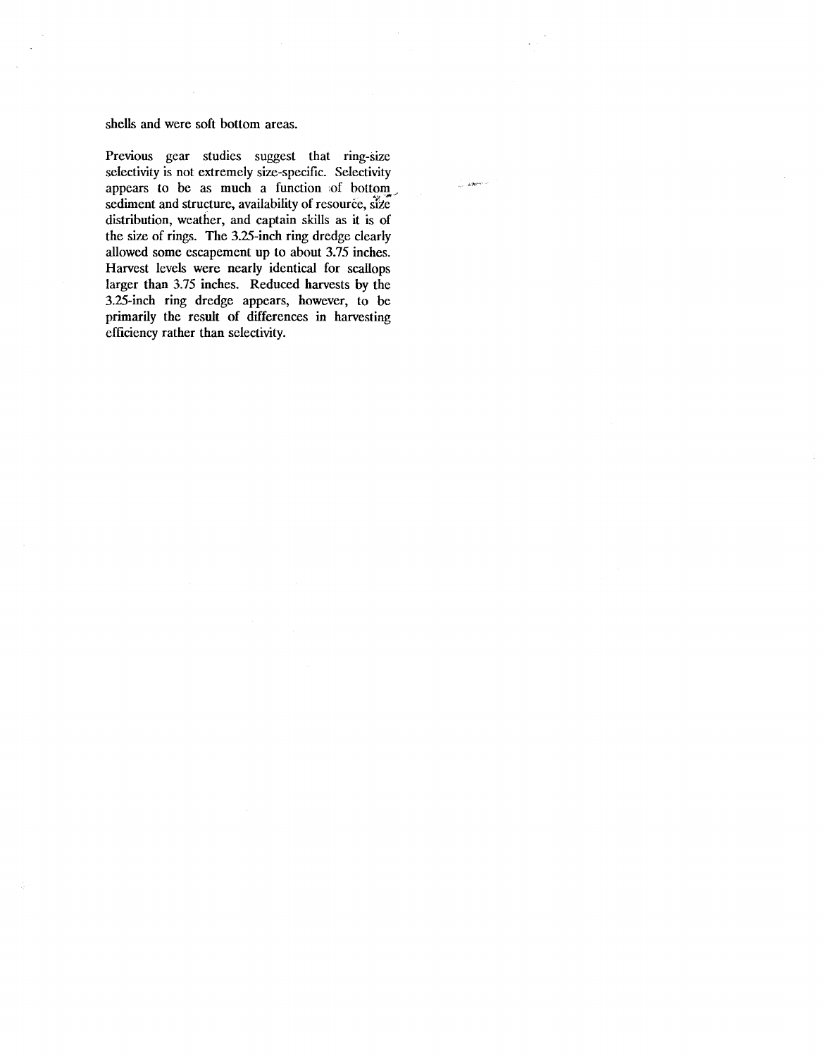shells and were soft bottom areas.

Previous gear studies suggest that ring-size selectivity is not extremely size-specific. Selectivity appears to be as much a function of bottom sediment and structure, availability of resource, size distribution, weather, and captain skills as it is of the size of rings. The 3.25-inch ring dredge clearly allowed some escapement up to about 3.75 inches. Harvest levels were nearly identical for scallops larger than 3.75 inches. Reduced harvests by the 3.25-inch ring dredge appears, however, to be primarily the result of differences in harvesting efficiency rather than selectivity.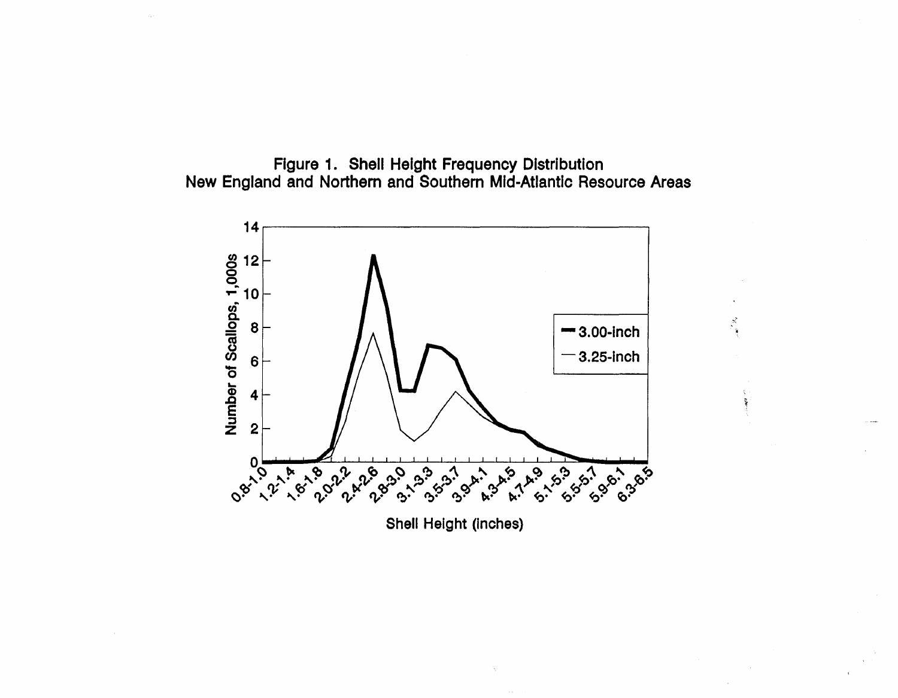**Figure 1. Shell Height Frequency Distribution
New England and Northern and Southern Mid-Atlantic Resource Areas**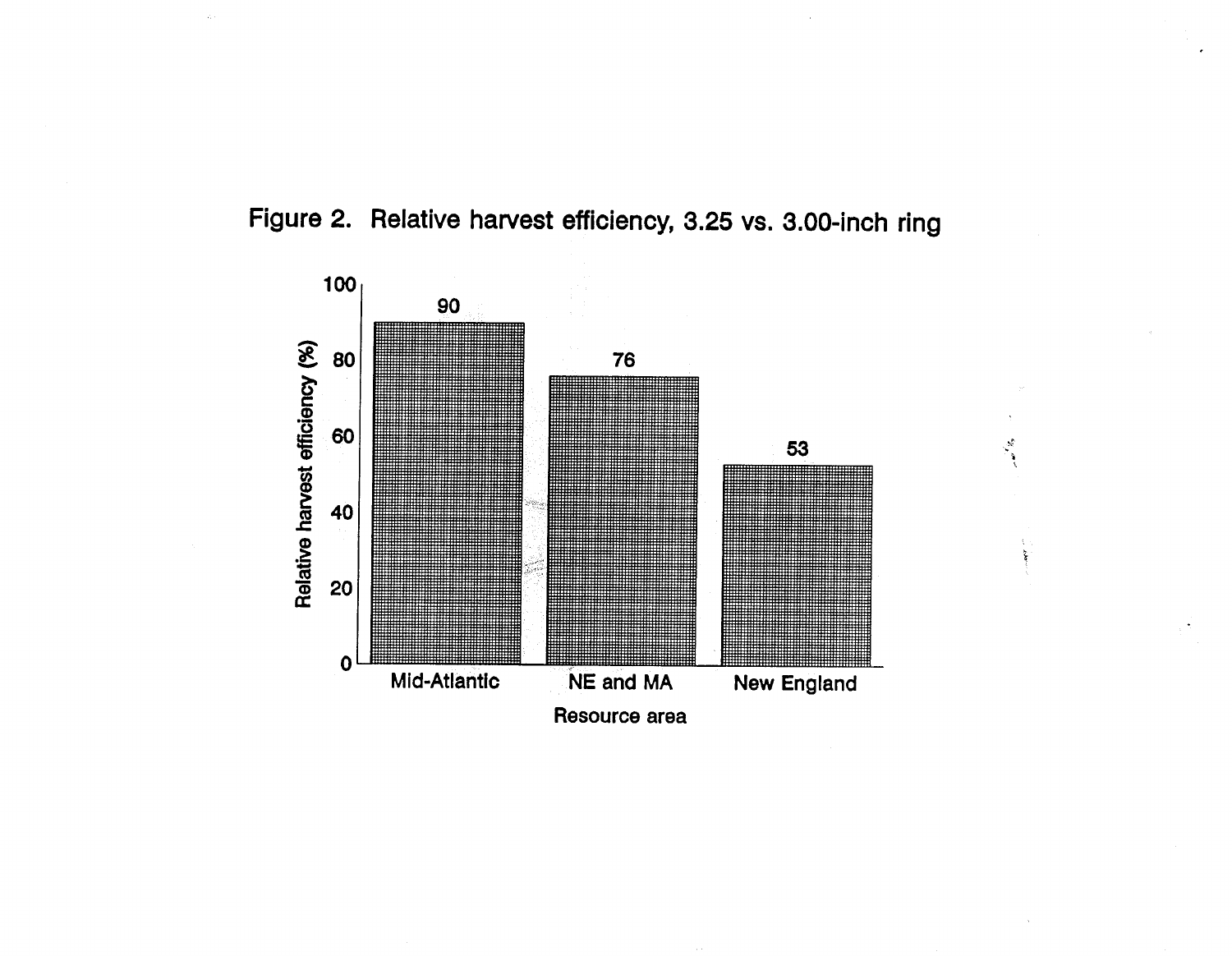Figure 2. Relative harvest efficiency, 3.25 vs. 3.00-inch ring

| Resource area | Relative harvest efficiency (%) |
|---|---|
| Mid-Atlantic | 90 |
| NE and MA | 76 |
| New England | 53 |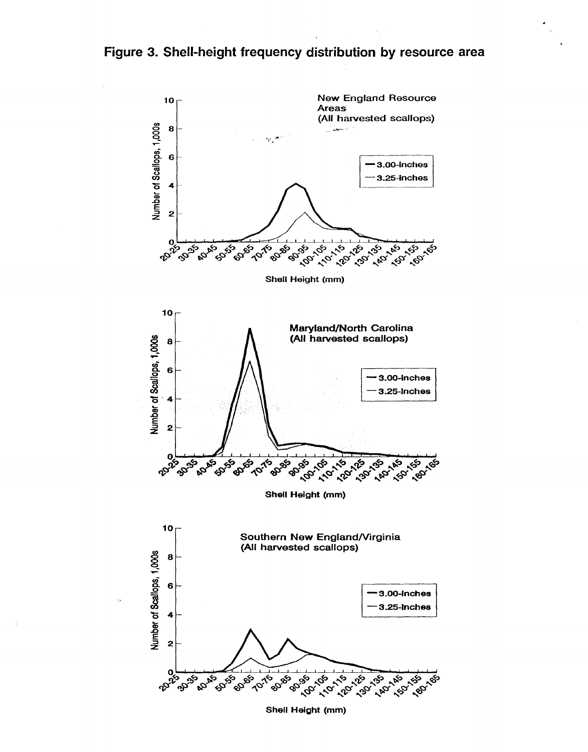# Figure 3. Shell-height frequency distribution by resource area

New England Resource Areas
(All harvested scallops)

Number of Scallops, 1,000s

10
8
6
4
2
0

— 3.00-Inches
— 3.25-Inches

20-25 30-35 40-45 50-55 60-65 70-75 80-85 90-95 100-105 110-115 120-125 130-135 140-145 150-155 160-165

Shell Height (mm)

Maryland/North Carolina
(All harvested scallops)

Number of Scallops, 1,000s

10
8
6
4
2
0

— 3.00-Inches
— 3.25-Inches

20-25 30-35 40-45 50-55 60-65 70-75 80-85 90-95 100-105 110-115 120-125 130-135 140-145 150-155 160-165

Shell Height (mm)

Southern New England/Virginia
(All harvested scallops)

Number of Scallops, 1,000s

10
8
6
4
2
0

— 3.00-Inches
— 3.25-Inches

20-25 30-35 40-45 50-55 60-65 70-75 80-85 90-95 100-105 110-115 120-125 130-135 140-145 150-155 160-165

Shell Height (mm)